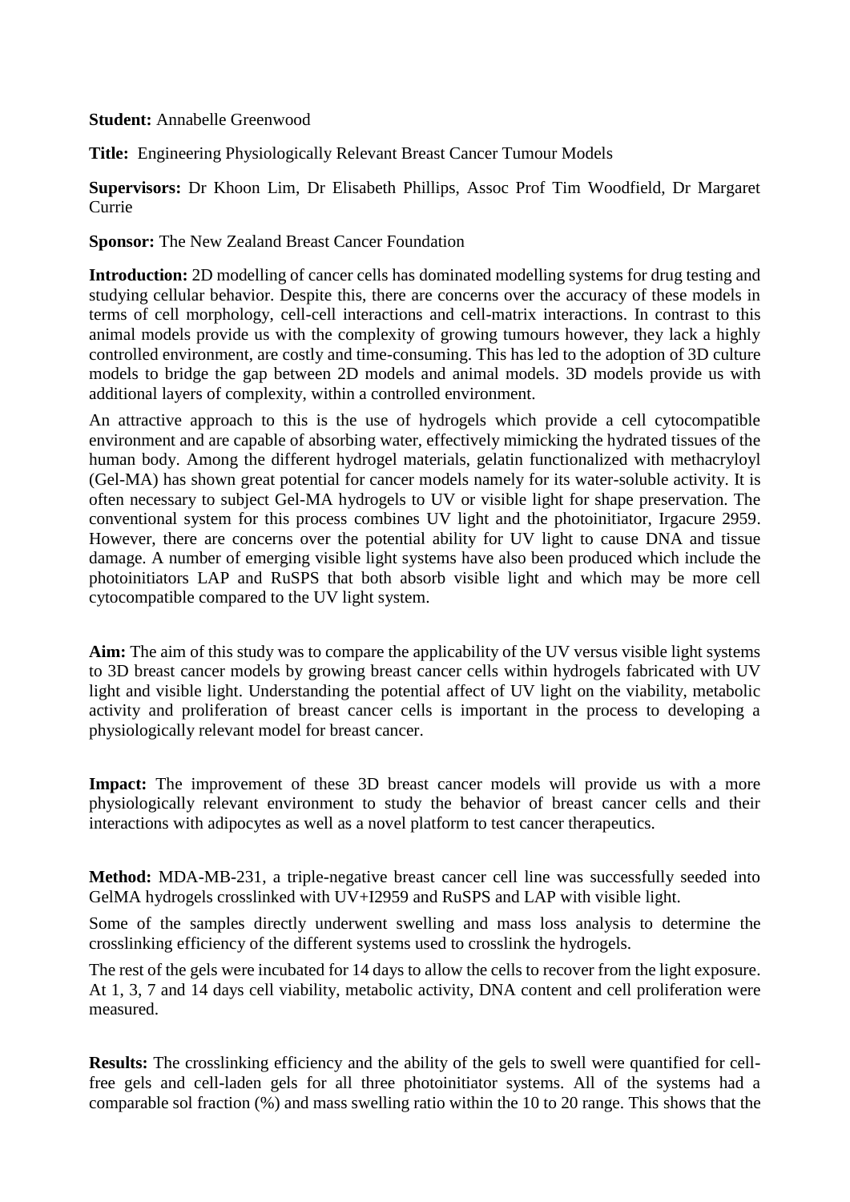**Student:** Annabelle Greenwood

**Title:** Engineering Physiologically Relevant Breast Cancer Tumour Models

**Supervisors:** Dr Khoon Lim, Dr Elisabeth Phillips, Assoc Prof Tim Woodfield, Dr Margaret Currie

**Sponsor:** The New Zealand Breast Cancer Foundation

**Introduction:** 2D modelling of cancer cells has dominated modelling systems for drug testing and studying cellular behavior. Despite this, there are concerns over the accuracy of these models in terms of cell morphology, cell-cell interactions and cell-matrix interactions. In contrast to this animal models provide us with the complexity of growing tumours however, they lack a highly controlled environment, are costly and time-consuming. This has led to the adoption of 3D culture models to bridge the gap between 2D models and animal models. 3D models provide us with additional layers of complexity, within a controlled environment.

An attractive approach to this is the use of hydrogels which provide a cell cytocompatible environment and are capable of absorbing water, effectively mimicking the hydrated tissues of the human body. Among the different hydrogel materials, gelatin functionalized with methacryloyl (Gel-MA) has shown great potential for cancer models namely for its water-soluble activity. It is often necessary to subject Gel-MA hydrogels to UV or visible light for shape preservation. The conventional system for this process combines UV light and the photoinitiator, Irgacure 2959. However, there are concerns over the potential ability for UV light to cause DNA and tissue damage. A number of emerging visible light systems have also been produced which include the photoinitiators LAP and RuSPS that both absorb visible light and which may be more cell cytocompatible compared to the UV light system.

**Aim:** The aim of this study was to compare the applicability of the UV versus visible light systems to 3D breast cancer models by growing breast cancer cells within hydrogels fabricated with UV light and visible light. Understanding the potential affect of UV light on the viability, metabolic activity and proliferation of breast cancer cells is important in the process to developing a physiologically relevant model for breast cancer.

**Impact:** The improvement of these 3D breast cancer models will provide us with a more physiologically relevant environment to study the behavior of breast cancer cells and their interactions with adipocytes as well as a novel platform to test cancer therapeutics.

**Method:** MDA-MB-231, a triple-negative breast cancer cell line was successfully seeded into GelMA hydrogels crosslinked with UV+I2959 and RuSPS and LAP with visible light.

Some of the samples directly underwent swelling and mass loss analysis to determine the crosslinking efficiency of the different systems used to crosslink the hydrogels.

The rest of the gels were incubated for 14 days to allow the cells to recover from the light exposure. At 1, 3, 7 and 14 days cell viability, metabolic activity, DNA content and cell proliferation were measured.

**Results:** The crosslinking efficiency and the ability of the gels to swell were quantified for cell-free gels and cell-laden gels for all three photoinitiator systems. All of the systems had a comparable sol fraction (%) and mass swelling ratio within the 10 to 20 range. This shows that the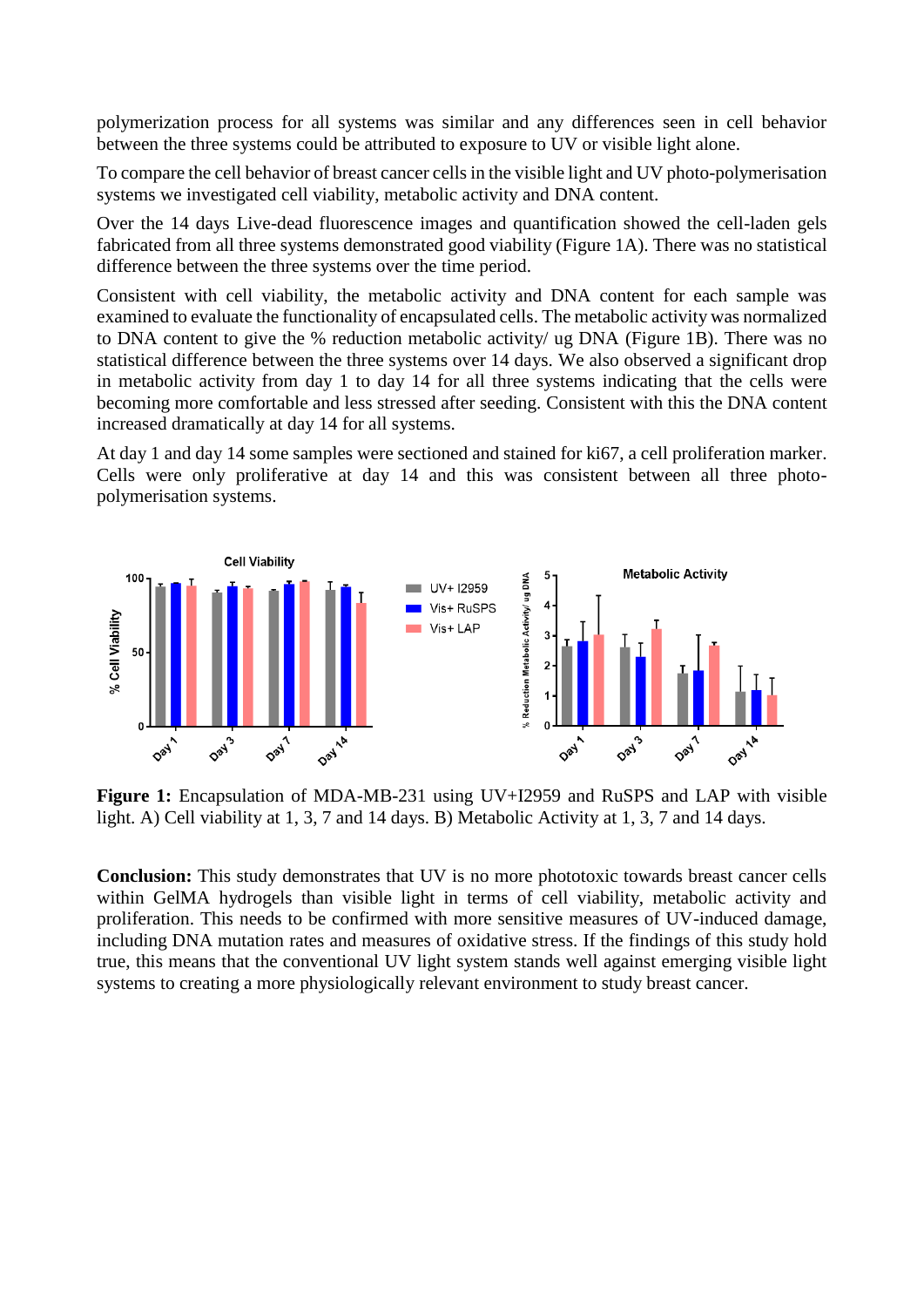polymerization process for all systems was similar and any differences seen in cell behavior between the three systems could be attributed to exposure to UV or visible light alone.

To compare the cell behavior of breast cancer cells in the visible light and UV photo-polymerisation systems we investigated cell viability, metabolic activity and DNA content.

Over the 14 days Live-dead fluorescence images and quantification showed the cell-laden gels fabricated from all three systems demonstrated good viability (Figure 1A). There was no statistical difference between the three systems over the time period.

Consistent with cell viability, the metabolic activity and DNA content for each sample was examined to evaluate the functionality of encapsulated cells. The metabolic activity was normalized to DNA content to give the % reduction metabolic activity/ ug DNA (Figure 1B). There was no statistical difference between the three systems over 14 days. We also observed a significant drop in metabolic activity from day 1 to day 14 for all three systems indicating that the cells were becoming more comfortable and less stressed after seeding. Consistent with this the DNA content increased dramatically at day 14 for all systems.

At day 1 and day 14 some samples were sectioned and stained for ki67, a cell proliferation marker. Cells were only proliferative at day 14 and this was consistent between all three photo-polymerisation systems.

Cell Viability

% Cell Viability

100
50
0

Day 1
Day 3
Day 7
Day 14

UV+ I2959
Vis+ RuSPS
Vis+ LAP

Metabolic Activity

% Reduction Metabolic Activity/ ug DNA

5
4
3
2
1
0

Day 1
Day 3
Day 7
Day 14

**Figure 1:** Encapsulation of MDA-MB-231 using UV+I2959 and RuSPS and LAP with visible light. A) Cell viability at 1, 3, 7 and 14 days. B) Metabolic Activity at 1, 3, 7 and 14 days.

**Conclusion:** This study demonstrates that UV is no more phototoxic towards breast cancer cells within GelMA hydrogels than visible light in terms of cell viability, metabolic activity and proliferation. This needs to be confirmed with more sensitive measures of UV-induced damage, including DNA mutation rates and measures of oxidative stress. If the findings of this study hold true, this means that the conventional UV light system stands well against emerging visible light systems to creating a more physiologically relevant environment to study breast cancer.